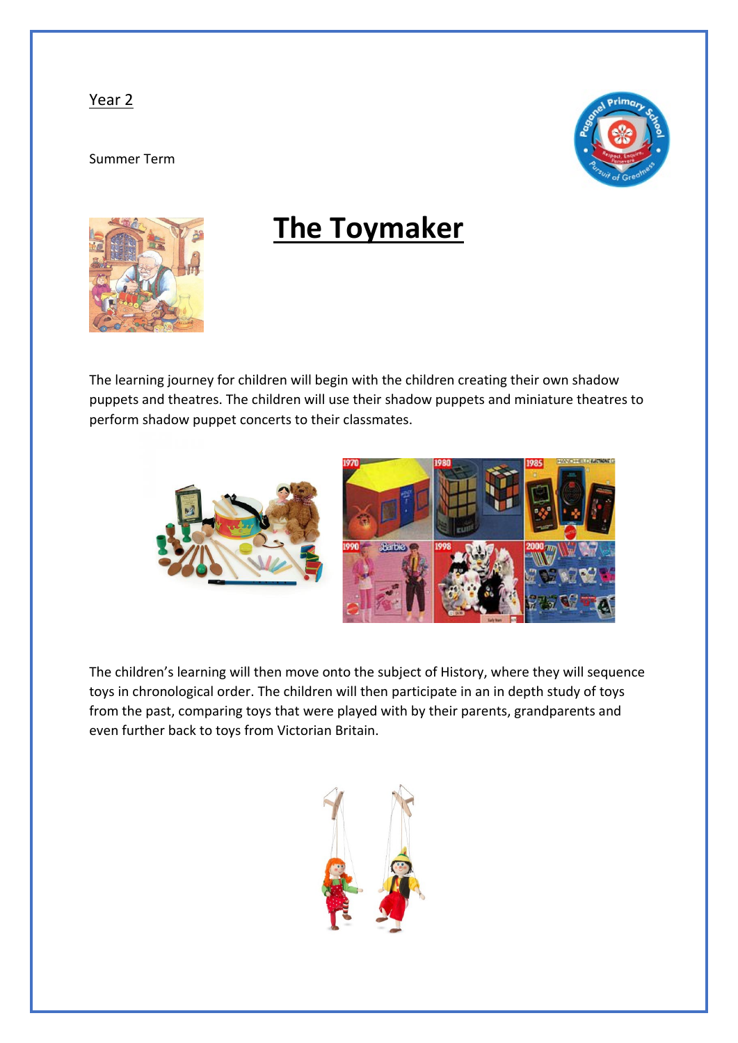<u>Year 2</u>

Summer Term

# The Toymaker

The learning journey for children will begin with the children creating their own shadow puppets and theatres. The children will use their shadow puppets and miniature theatres to perform shadow puppet concerts to their classmates.

The children's learning will then move onto the subject of History, where they will sequence toys in chronological order. The children will then participate in an in depth study of toys from the past, comparing toys that were played with by their parents, grandparents and even further back to toys from Victorian Britain.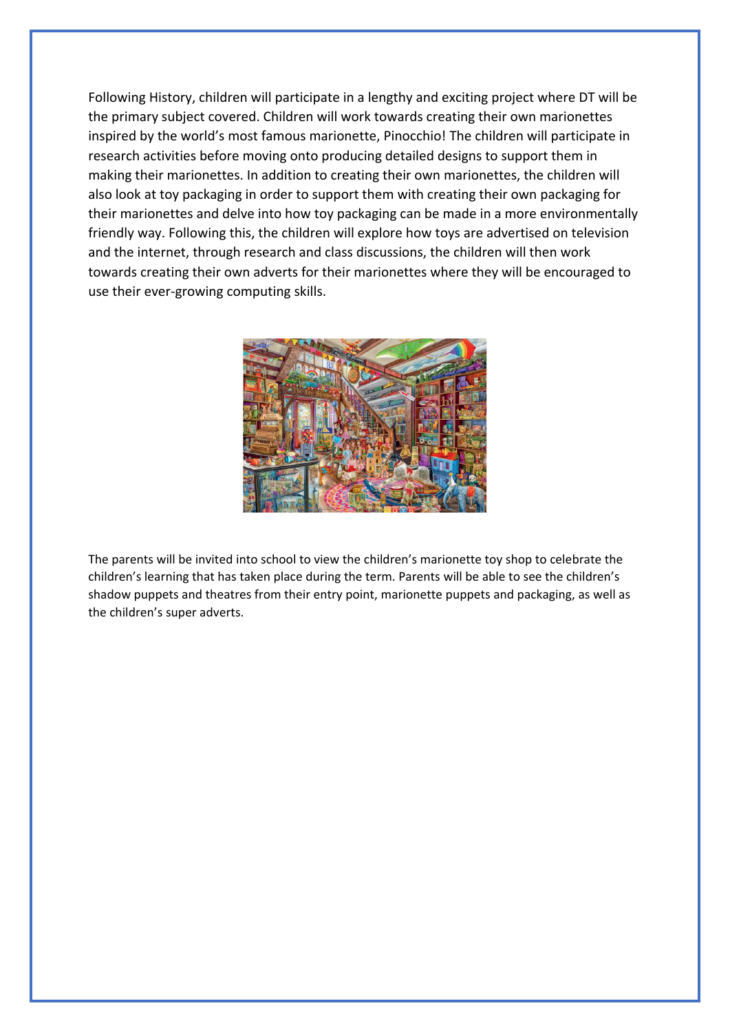Following History, children will participate in a lengthy and exciting project where DT will be the primary subject covered. Children will work towards creating their own marionettes inspired by the world's most famous marionette, Pinocchio! The children will participate in research activities before moving onto producing detailed designs to support them in making their marionettes. In addition to creating their own marionettes, the children will also look at toy packaging in order to support them with creating their own packaging for their marionettes and delve into how toy packaging can be made in a more environmentally friendly way. Following this, the children will explore how toys are advertised on television and the internet, through research and class discussions, the children will then work towards creating their own adverts for their marionettes where they will be encouraged to use their ever-growing computing skills.

The parents will be invited into school to view the children's marionette toy shop to celebrate the children's learning that has taken place during the term. Parents will be able to see the children's shadow puppets and theatres from their entry point, marionette puppets and packaging, as well as the children's super adverts.